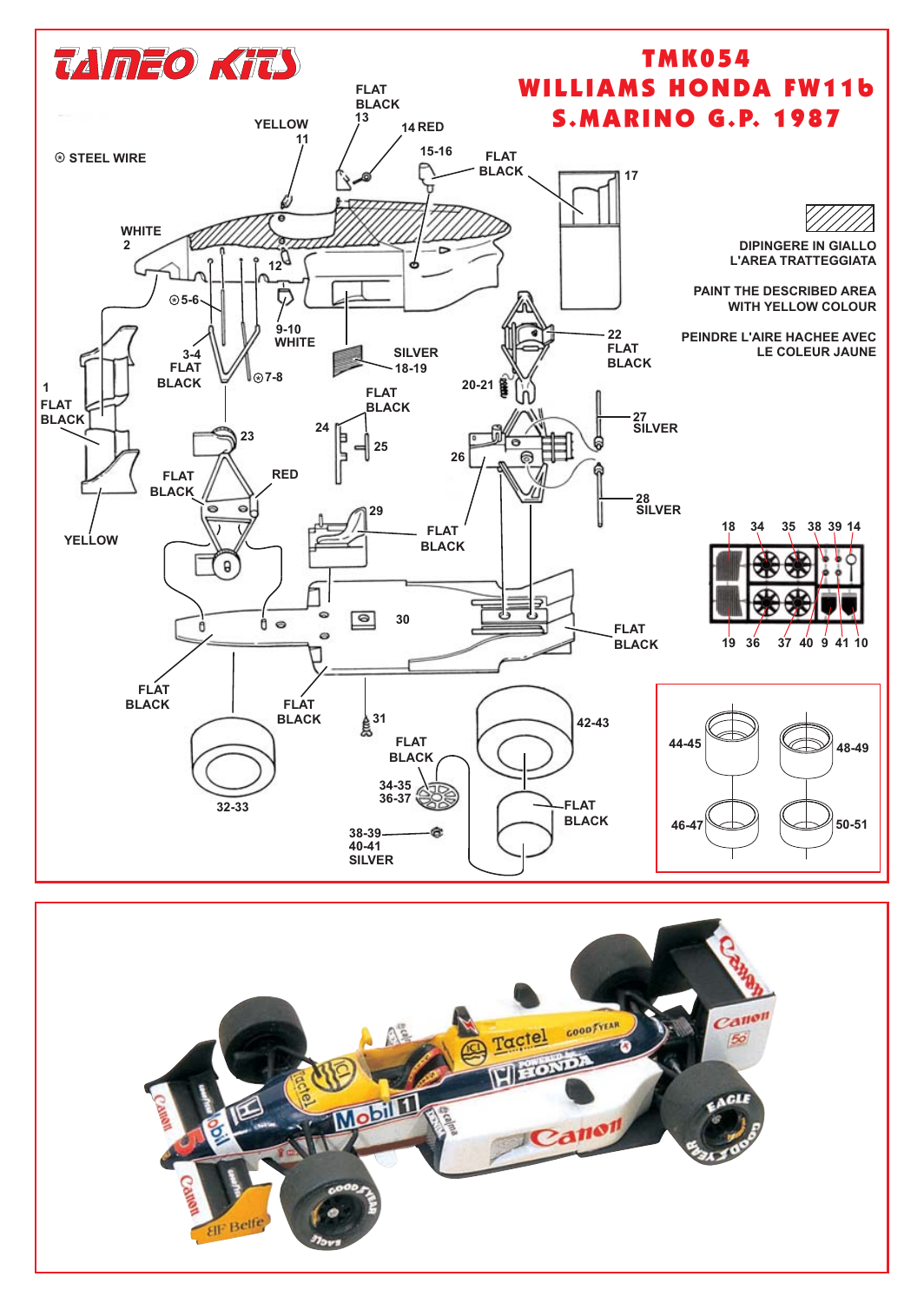# TAMEO KITS

## TMK054
## WILLIAMS HONDA FW11b
## S.MARINO G.P. 1987

⊛ STEEL WIRE

DIPINGERE IN GIALLO L'AREA TRATTEGGIATA

PAINT THE DESCRIBED AREA WITH YELLOW COLOUR

PEINDRE L'AIRE HACHEE AVEC LE COLEUR JAUNE

- 1 FLAT BLACK
- 2 WHITE
- 3-4 FLAT BLACK
- ⊛ 5-6
- ⊛ 7-8
- 9-10 WHITE
- 11 YELLOW
- 12
- 13 FLAT BLACK
- 14 RED
- 15-16 FLAT BLACK
- 17
- 18-19 SILVER
- 20-21
- 22 FLAT BLACK
- 23
- 24
- 25
- 26
- 27 SILVER
- 28 SILVER
- 29 FLAT BLACK
- 30
- 31
- 32-33
- 34-35, 36-37 FLAT BLACK
- 38-39, 40-41 SILVER
- 42-43 FLAT BLACK
- 44-45
- 46-47
- 48-49
- 50-51

FLAT BLACK, RED, YELLOW

18, 34, 35, 38, 39, 14, 19, 36, 37, 40, 9, 41, 10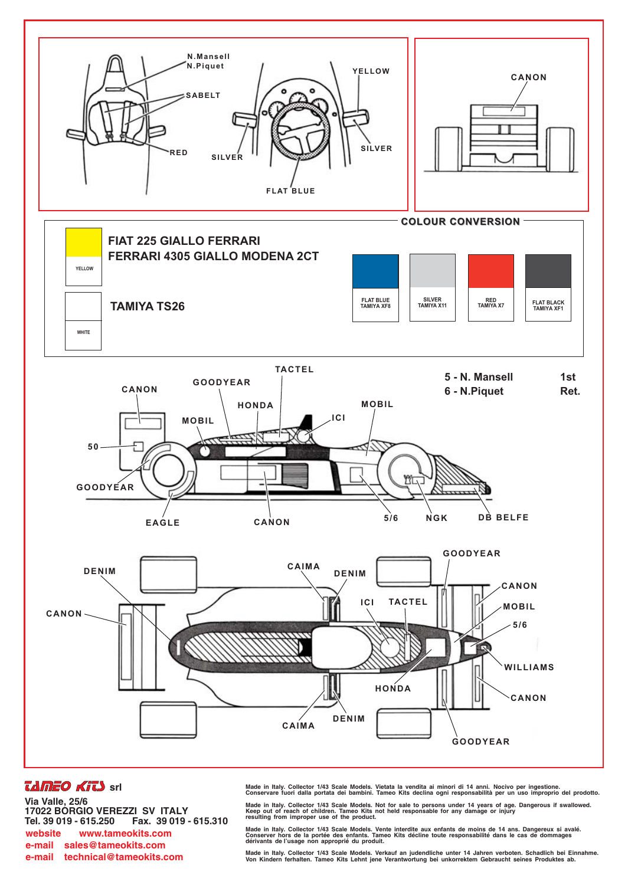N.Mansell
N.Piquet
SABELT
RED
SILVER
YELLOW
SILVER
FLAT BLUE

CANON

## COLOUR CONVERSION

YELLOW — **FIAT 225 GIALLO FERRARI**
**FERRARI 4305 GIALLO MODENA 2CT**

WHITE — **TAMIYA TS26**

FLAT BLUE TAMIYA XF8
SILVER TAMIYA X11
RED TAMIYA X7
FLAT BLACK TAMIYA XF1

| | |
|---|---|
| 5 - N. Mansell | 1st |
| 6 - N.Piquet | Ret. |

TACTEL
GOODYEAR
CANON
HONDA
MOBIL
MOBIL
ICI
50
GOODYEAR
EAGLE
CANON
5/6
NGK
DB BELFE

GOODYEAR
DENIM
CAIMA
DENIM
CANON
CANON
ICI
TACTEL
MOBIL
5/6
WILLIAMS
HONDA
CANON
CAIMA
DENIM
GOODYEAR

**TAMEO KITS srl**
Via Valle, 25/6
17022 BORGIO VEREZZI SV ITALY
Tel. 39 019 - 615.250 Fax. 39 019 - 615.310
website www.tameokits.com
e-mail sales@tameokits.com
e-mail technical@tameokits.com

Made in Italy. Collector 1/43 Scale Models. Vietata la vendita ai minori di 14 anni. Nocivo per ingestione. Conservare fuori dalla portata dei bambini. Tameo Kits declina ogni responsabilità per un uso improprio del prodotto.

Made in Italy. Collector 1/43 Scale Models. Not for sale to persons under 14 years of age. Dangerous if swallowed. Keep out of reach of children. Tameo Kits not held responsable for any damage or injury resulting from improper use of the product.

Made in Italy. Collector 1/43 Scale Models. Vente interdite aux enfants de moins de 14 ans. Dangereux si avalé. Conserver hors de la portée des enfants. Tameo Kits décline toute responsabilité dans le cas de dommages dérivants de l'usage non approprié du produit.

Made in Italy. Collector 1/43 Scale Models. Verkauf an judendliche unter 14 Jahren verboten. Schadlich bei Einnahme. Von Kindern ferhalten. Tameo Kits Lehnt jene Verantwortung bei unkorrektem Gebraucht seines Produktes ab.